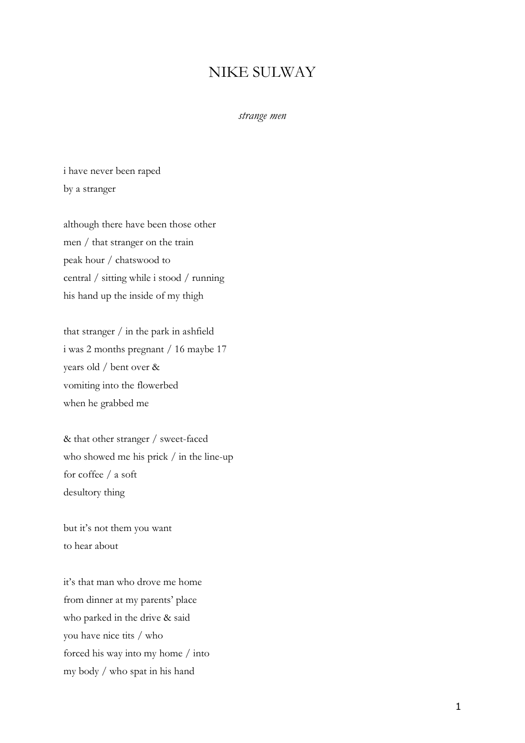# NIKE SULWAY

*strange men*

i have never been raped
by a stranger

although there have been those other
men / that stranger on the train
peak hour / chatswood to
central / sitting while i stood / running
his hand up the inside of my thigh

that stranger / in the park in ashfield
i was 2 months pregnant / 16 maybe 17
years old / bent over &
vomiting into the flowerbed
when he grabbed me

& that other stranger / sweet-faced
who showed me his prick / in the line-up
for coffee / a soft
desultory thing

but it's not them you want
to hear about

it's that man who drove me home
from dinner at my parents' place
who parked in the drive & said
you have nice tits / who
forced his way into my home / into
my body / who spat in his hand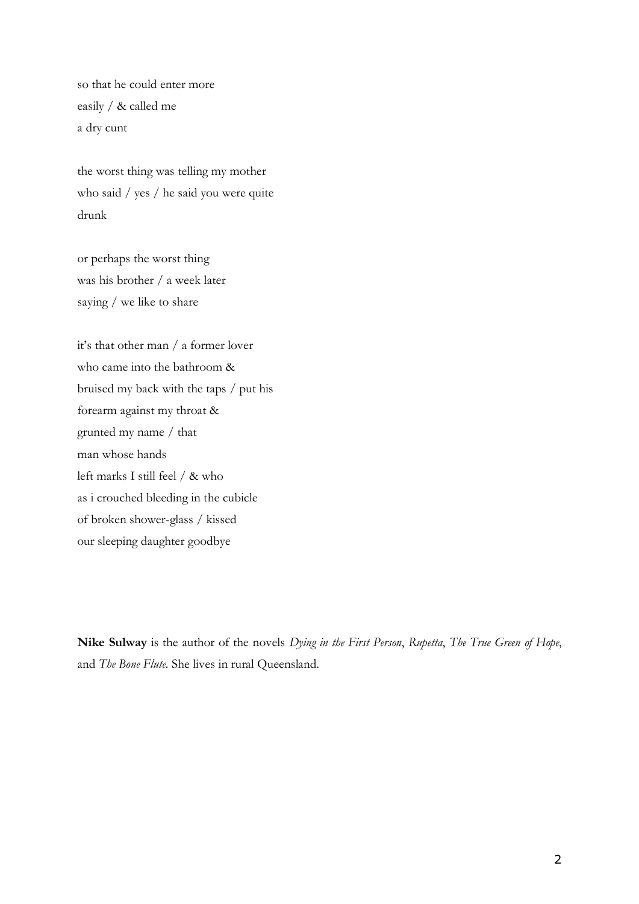so that he could enter more
easily / & called me
a dry cunt

the worst thing was telling my mother
who said / yes / he said you were quite
drunk

or perhaps the worst thing
was his brother / a week later
saying / we like to share

it's that other man / a former lover
who came into the bathroom &
bruised my back with the taps / put his
forearm against my throat &
grunted my name / that
man whose hands
left marks I still feel / & who
as i crouched bleeding in the cubicle
of broken shower-glass / kissed
our sleeping daughter goodbye

**Nike Sulway** is the author of the novels *Dying in the First Person*, *Rupetta*, *The True Green of Hope*, and *The Bone Flute*. She lives in rural Queensland.